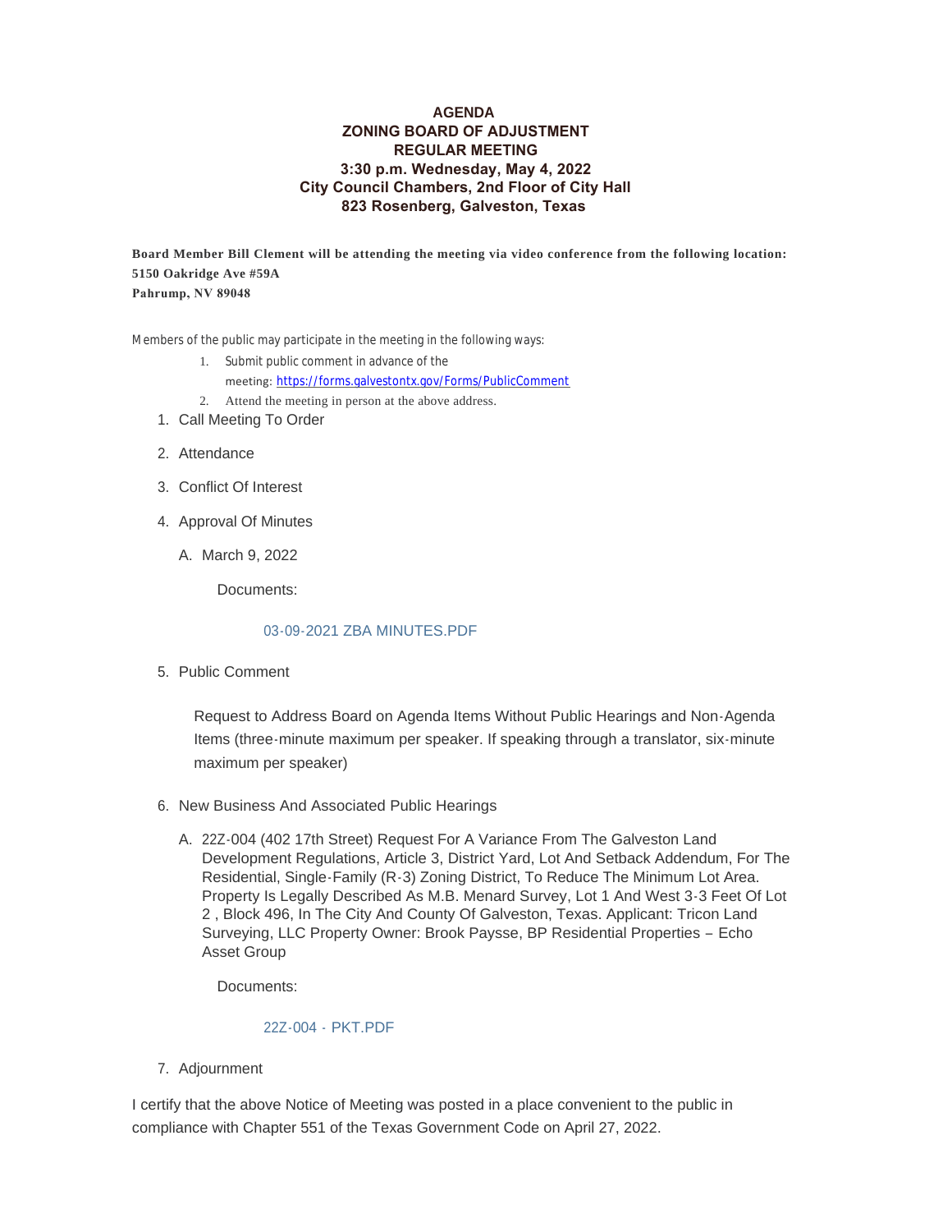# AGENDA
## ZONING BOARD OF ADJUSTMENT
## REGULAR MEETING
### 3:30 p.m. Wednesday, May 4, 2022
### City Council Chambers, 2nd Floor of City Hall
### 823 Rosenberg, Galveston, Texas

**Board Member Bill Clement will be attending the meeting via video conference from the following location:**
**5150 Oakridge Ave #59A**
**Pahrump, NV 89048**

Members of the public may participate in the meeting in the following ways:

1. Submit public comment in advance of the meeting: https://forms.galvestontx.gov/Forms/PublicComment
2. Attend the meeting in person at the above address.

1. Call Meeting To Order
2. Attendance
3. Conflict Of Interest
4. Approval Of Minutes
   A. March 9, 2022

      Documents:

      03-09-2021 ZBA MINUTES.PDF

5. Public Comment

   Request to Address Board on Agenda Items Without Public Hearings and Non-Agenda Items (three-minute maximum per speaker. If speaking through a translator, six-minute maximum per speaker)

6. New Business And Associated Public Hearings
   A. 22Z-004 (402 17th Street) Request For A Variance From The Galveston Land Development Regulations, Article 3, District Yard, Lot And Setback Addendum, For The Residential, Single-Family (R-3) Zoning District, To Reduce The Minimum Lot Area. Property Is Legally Described As M.B. Menard Survey, Lot 1 And West 3-3 Feet Of Lot 2 , Block 496, In The City And County Of Galveston, Texas. Applicant: Tricon Land Surveying, LLC Property Owner: Brook Paysse, BP Residential Properties – Echo Asset Group

      Documents:

      22Z-004 - PKT.PDF

7. Adjournment

I certify that the above Notice of Meeting was posted in a place convenient to the public in compliance with Chapter 551 of the Texas Government Code on April 27, 2022.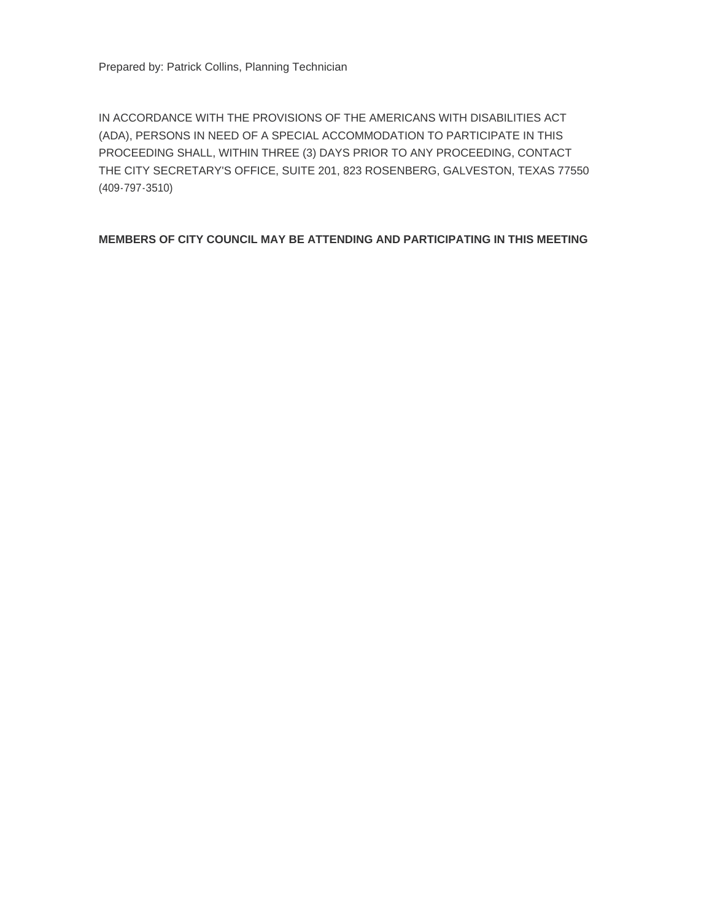Prepared by: Patrick Collins, Planning Technician

IN ACCORDANCE WITH THE PROVISIONS OF THE AMERICANS WITH DISABILITIES ACT (ADA), PERSONS IN NEED OF A SPECIAL ACCOMMODATION TO PARTICIPATE IN THIS PROCEEDING SHALL, WITHIN THREE (3) DAYS PRIOR TO ANY PROCEEDING, CONTACT THE CITY SECRETARY'S OFFICE, SUITE 201, 823 ROSENBERG, GALVESTON, TEXAS 77550 (409-797-3510)

**MEMBERS OF CITY COUNCIL MAY BE ATTENDING AND PARTICIPATING IN THIS MEETING**